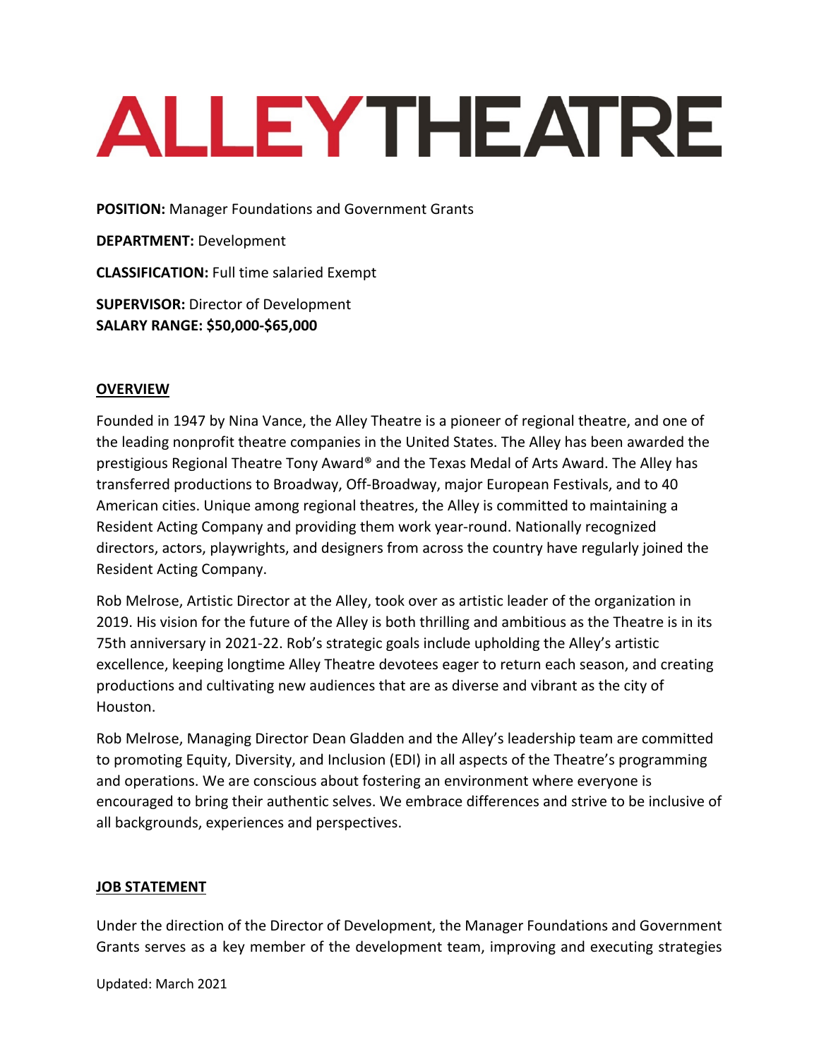# ALLEY THEATRE

**POSITION:** Manager Foundations and Government Grants

**DEPARTMENT:** Development

**CLASSIFICATION:** Full time salaried Exempt

**SUPERVISOR:** Director of Development
**SALARY RANGE: $50,000-$65,000**

## OVERVIEW

Founded in 1947 by Nina Vance, the Alley Theatre is a pioneer of regional theatre, and one of the leading nonprofit theatre companies in the United States. The Alley has been awarded the prestigious Regional Theatre Tony Award® and the Texas Medal of Arts Award. The Alley has transferred productions to Broadway, Off-Broadway, major European Festivals, and to 40 American cities. Unique among regional theatres, the Alley is committed to maintaining a Resident Acting Company and providing them work year-round. Nationally recognized directors, actors, playwrights, and designers from across the country have regularly joined the Resident Acting Company.

Rob Melrose, Artistic Director at the Alley, took over as artistic leader of the organization in 2019. His vision for the future of the Alley is both thrilling and ambitious as the Theatre is in its 75th anniversary in 2021-22. Rob's strategic goals include upholding the Alley's artistic excellence, keeping longtime Alley Theatre devotees eager to return each season, and creating productions and cultivating new audiences that are as diverse and vibrant as the city of Houston.

Rob Melrose, Managing Director Dean Gladden and the Alley's leadership team are committed to promoting Equity, Diversity, and Inclusion (EDI) in all aspects of the Theatre's programming and operations. We are conscious about fostering an environment where everyone is encouraged to bring their authentic selves. We embrace differences and strive to be inclusive of all backgrounds, experiences and perspectives.

## JOB STATEMENT

Under the direction of the Director of Development, the Manager Foundations and Government Grants serves as a key member of the development team, improving and executing strategies

Updated: March 2021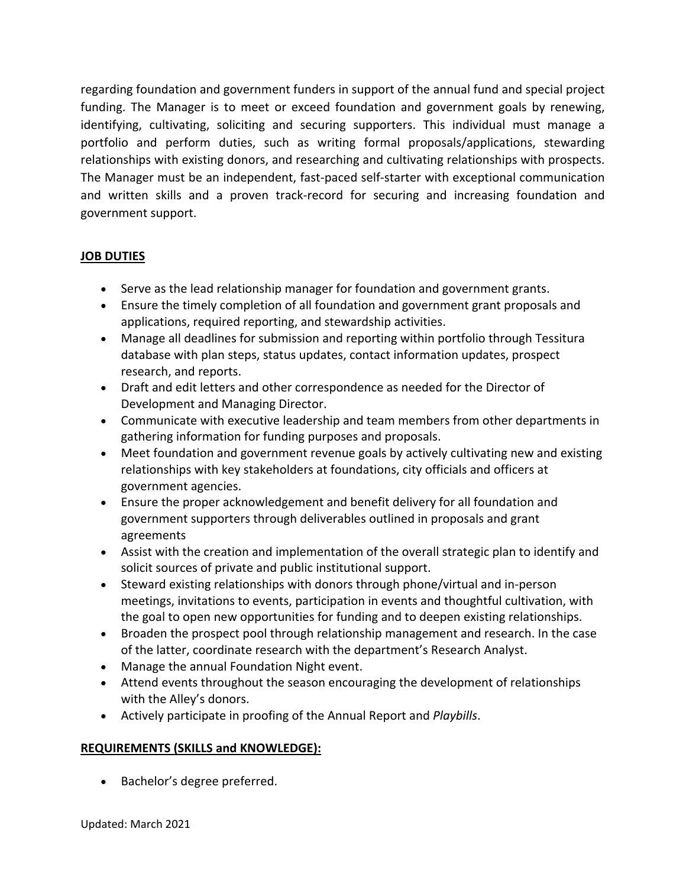regarding foundation and government funders in support of the annual fund and special project funding. The Manager is to meet or exceed foundation and government goals by renewing, identifying, cultivating, soliciting and securing supporters. This individual must manage a portfolio and perform duties, such as writing formal proposals/applications, stewarding relationships with existing donors, and researching and cultivating relationships with prospects. The Manager must be an independent, fast-paced self-starter with exceptional communication and written skills and a proven track-record for securing and increasing foundation and government support.

## JOB DUTIES

- Serve as the lead relationship manager for foundation and government grants.
- Ensure the timely completion of all foundation and government grant proposals and applications, required reporting, and stewardship activities.
- Manage all deadlines for submission and reporting within portfolio through Tessitura database with plan steps, status updates, contact information updates, prospect research, and reports.
- Draft and edit letters and other correspondence as needed for the Director of Development and Managing Director.
- Communicate with executive leadership and team members from other departments in gathering information for funding purposes and proposals.
- Meet foundation and government revenue goals by actively cultivating new and existing relationships with key stakeholders at foundations, city officials and officers at government agencies.
- Ensure the proper acknowledgement and benefit delivery for all foundation and government supporters through deliverables outlined in proposals and grant agreements
- Assist with the creation and implementation of the overall strategic plan to identify and solicit sources of private and public institutional support.
- Steward existing relationships with donors through phone/virtual and in-person meetings, invitations to events, participation in events and thoughtful cultivation, with the goal to open new opportunities for funding and to deepen existing relationships.
- Broaden the prospect pool through relationship management and research. In the case of the latter, coordinate research with the department's Research Analyst.
- Manage the annual Foundation Night event.
- Attend events throughout the season encouraging the development of relationships with the Alley's donors.
- Actively participate in proofing of the Annual Report and *Playbills*.

## REQUIREMENTS (SKILLS and KNOWLEDGE):

- Bachelor's degree preferred.

Updated: March 2021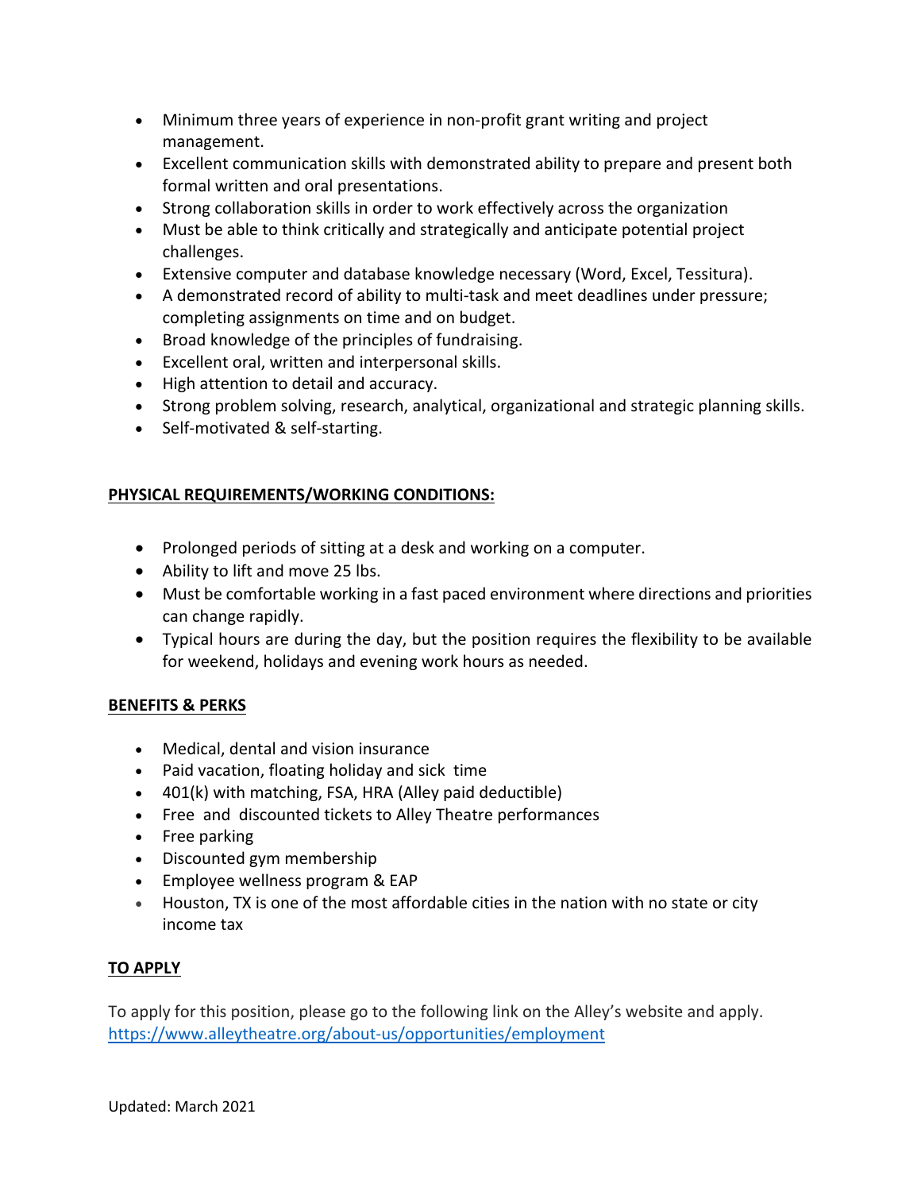- Minimum three years of experience in non-profit grant writing and project management.
- Excellent communication skills with demonstrated ability to prepare and present both formal written and oral presentations.
- Strong collaboration skills in order to work effectively across the organization
- Must be able to think critically and strategically and anticipate potential project challenges.
- Extensive computer and database knowledge necessary (Word, Excel, Tessitura).
- A demonstrated record of ability to multi-task and meet deadlines under pressure; completing assignments on time and on budget.
- Broad knowledge of the principles of fundraising.
- Excellent oral, written and interpersonal skills.
- High attention to detail and accuracy.
- Strong problem solving, research, analytical, organizational and strategic planning skills.
- Self-motivated & self-starting.

**PHYSICAL REQUIREMENTS/WORKING CONDITIONS:**

- Prolonged periods of sitting at a desk and working on a computer.
- Ability to lift and move 25 lbs.
- Must be comfortable working in a fast paced environment where directions and priorities can change rapidly.
- Typical hours are during the day, but the position requires the flexibility to be available for weekend, holidays and evening work hours as needed.

**BENEFITS & PERKS**

- Medical, dental and vision insurance
- Paid vacation, floating holiday and sick time
- 401(k) with matching, FSA, HRA (Alley paid deductible)
- Free and discounted tickets to Alley Theatre performances
- Free parking
- Discounted gym membership
- Employee wellness program & EAP
- Houston, TX is one of the most affordable cities in the nation with no state or city income tax

**TO APPLY**

To apply for this position, please go to the following link on the Alley's website and apply. https://www.alleytheatre.org/about-us/opportunities/employment

Updated: March 2021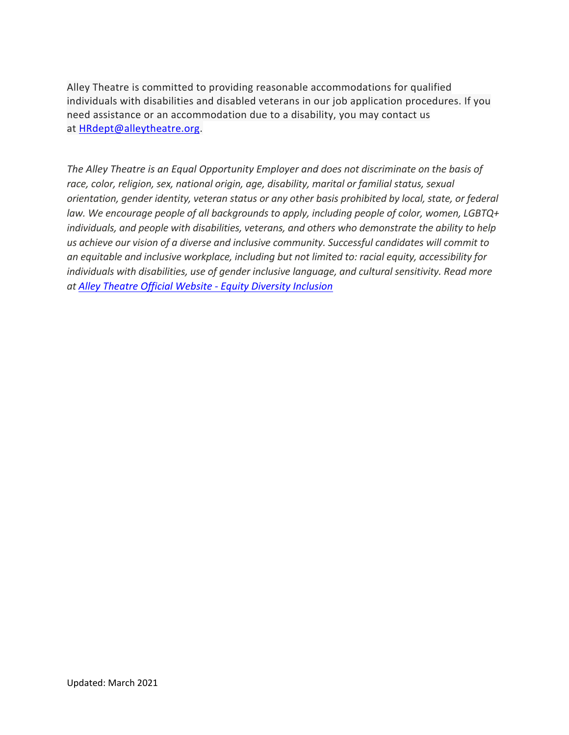Alley Theatre is committed to providing reasonable accommodations for qualified individuals with disabilities and disabled veterans in our job application procedures. If you need assistance or an accommodation due to a disability, you may contact us at HRdept@alleytheatre.org.

*The Alley Theatre is an Equal Opportunity Employer and does not discriminate on the basis of race, color, religion, sex, national origin, age, disability, marital or familial status, sexual orientation, gender identity, veteran status or any other basis prohibited by local, state, or federal law. We encourage people of all backgrounds to apply, including people of color, women, LGBTQ+ individuals, and people with disabilities, veterans, and others who demonstrate the ability to help us achieve our vision of a diverse and inclusive community. Successful candidates will commit to an equitable and inclusive workplace, including but not limited to: racial equity, accessibility for individuals with disabilities, use of gender inclusive language, and cultural sensitivity. Read more at Alley Theatre Official Website - Equity Diversity Inclusion*

Updated: March 2021